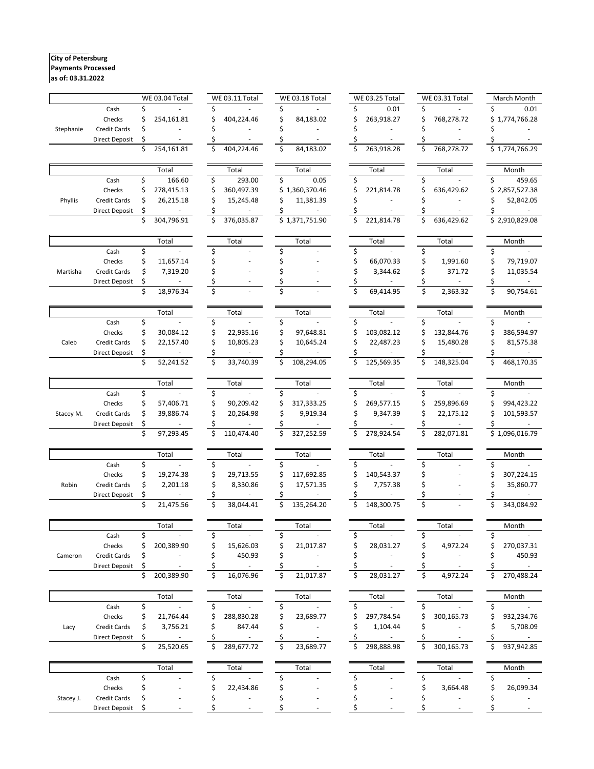**City of Petersburg**
**Payments Processed**
**as of: 03.31.2022**

| | | WE 03.04 Total | WE 03.11.Total | WE 03.18 Total | WE 03.25 Total | WE 03.31 Total | March Month |
|---|---|---|---|---|---|---|---|
| Stephanie | Cash | $ - | $ - | $ - | $ 0.01 | $ - | $ 0.01 |
| | Checks | $ 254,161.81 | $ 404,224.46 | $ 84,183.02 | $ 263,918.27 | $ 768,278.72 | $ 1,774,766.28 |
| | Credit Cards | $ - | $ - | $ - | $ - | $ - | $ - |
| | Direct Deposit | $ - | $ - | $ - | $ - | $ - | $ - |
| | | $ 254,161.81 | $ 404,224.46 | $ 84,183.02 | $ 263,918.28 | $ 768,278.72 | $ 1,774,766.29 |

| | | Total | Total | Total | Total | Total | Month |
|---|---|---|---|---|---|---|---|
| Phyllis | Cash | $ 166.60 | $ 293.00 | $ 0.05 | $ - | $ - | $ 459.65 |
| | Checks | $ 278,415.13 | $ 360,497.39 | $ 1,360,370.46 | $ 221,814.78 | $ 636,429.62 | $ 2,857,527.38 |
| | Credit Cards | $ 26,215.18 | $ 15,245.48 | $ 11,381.39 | $ - | $ - | $ 52,842.05 |
| | Direct Deposit | $ - | $ - | $ - | $ - | $ - | $ - |
| | | $ 304,796.91 | $ 376,035.87 | $ 1,371,751.90 | $ 221,814.78 | $ 636,429.62 | $ 2,910,829.08 |

| | | Total | Total | Total | Total | Total | Month |
|---|---|---|---|---|---|---|---|
| Martisha | Cash | $ - | $ - | $ - | $ - | $ - | $ - |
| | Checks | $ 11,657.14 | $ - | $ - | $ 66,070.33 | $ 1,991.60 | $ 79,719.07 |
| | Credit Cards | $ 7,319.20 | $ - | $ - | $ 3,344.62 | $ 371.72 | $ 11,035.54 |
| | Direct Deposit | $ - | $ - | $ - | $ - | $ - | $ - |
| | | $ 18,976.34 | $ - | $ - | $ 69,414.95 | $ 2,363.32 | $ 90,754.61 |

| | | Total | Total | Total | Total | Total | Month |
|---|---|---|---|---|---|---|---|
| Caleb | Cash | $ - | $ - | $ - | $ - | $ - | $ - |
| | Checks | $ 30,084.12 | $ 22,935.16 | $ 97,648.81 | $ 103,082.12 | $ 132,844.76 | $ 386,594.97 |
| | Credit Cards | $ 22,157.40 | $ 10,805.23 | $ 10,645.24 | $ 22,487.23 | $ 15,480.28 | $ 81,575.38 |
| | Direct Deposit | $ - | $ - | $ - | $ - | $ - | $ - |
| | | $ 52,241.52 | $ 33,740.39 | $ 108,294.05 | $ 125,569.35 | $ 148,325.04 | $ 468,170.35 |

| | | Total | Total | Total | Total | Total | Month |
|---|---|---|---|---|---|---|---|
| Stacey M. | Cash | $ - | $ - | $ - | $ - | $ - | $ - |
| | Checks | $ 57,406.71 | $ 90,209.42 | $ 317,333.25 | $ 269,577.15 | $ 259,896.69 | $ 994,423.22 |
| | Credit Cards | $ 39,886.74 | $ 20,264.98 | $ 9,919.34 | $ 9,347.39 | $ 22,175.12 | $ 101,593.57 |
| | Direct Deposit | $ - | $ - | $ - | $ - | $ - | $ - |
| | | $ 97,293.45 | $ 110,474.40 | $ 327,252.59 | $ 278,924.54 | $ 282,071.81 | $ 1,096,016.79 |

| | | Total | Total | Total | Total | Total | Month |
|---|---|---|---|---|---|---|---|
| Robin | Cash | $ - | $ - | $ - | $ - | $ - | $ - |
| | Checks | $ 19,274.38 | $ 29,713.55 | $ 117,692.85 | $ 140,543.37 | $ - | $ 307,224.15 |
| | Credit Cards | $ 2,201.18 | $ 8,330.86 | $ 17,571.35 | $ 7,757.38 | $ - | $ 35,860.77 |
| | Direct Deposit | $ - | $ - | $ - | $ - | $ - | $ - |
| | | $ 21,475.56 | $ 38,044.41 | $ 135,264.20 | $ 148,300.75 | $ - | $ 343,084.92 |

| | | Total | Total | Total | Total | Total | Month |
|---|---|---|---|---|---|---|---|
| Cameron | Cash | $ - | $ - | $ - | $ - | $ - | $ - |
| | Checks | $ 200,389.90 | $ 15,626.03 | $ 21,017.87 | $ 28,031.27 | $ 4,972.24 | $ 270,037.31 |
| | Credit Cards | $ - | $ 450.93 | $ - | $ - | $ - | $ 450.93 |
| | Direct Deposit | $ - | $ - | $ - | $ - | $ - | $ - |
| | | $ 200,389.90 | $ 16,076.96 | $ 21,017.87 | $ 28,031.27 | $ 4,972.24 | $ 270,488.24 |

| | | Total | Total | Total | Total | Total | Month |
|---|---|---|---|---|---|---|---|
| Lacy | Cash | $ - | $ - | $ - | $ - | $ - | $ - |
| | Checks | $ 21,764.44 | $ 288,830.28 | $ 23,689.77 | $ 297,784.54 | $ 300,165.73 | $ 932,234.76 |
| | Credit Cards | $ 3,756.21 | $ 847.44 | $ - | $ 1,104.44 | $ - | $ 5,708.09 |
| | Direct Deposit | $ - | $ - | $ - | $ - | $ - | $ - |
| | | $ 25,520.65 | $ 289,677.72 | $ 23,689.77 | $ 298,888.98 | $ 300,165.73 | $ 937,942.85 |

| | | Total | Total | Total | Total | Total | Month |
|---|---|---|---|---|---|---|---|
| Stacey J. | Cash | $ - | $ - | $ - | $ - | $ - | $ - |
| | Checks | $ - | $ 22,434.86 | $ - | $ - | $ 3,664.48 | $ 26,099.34 |
| | Credit Cards | $ - | $ - | $ - | $ - | $ - | $ - |
| | Direct Deposit | $ - | $ - | $ - | $ - | $ - | $ - |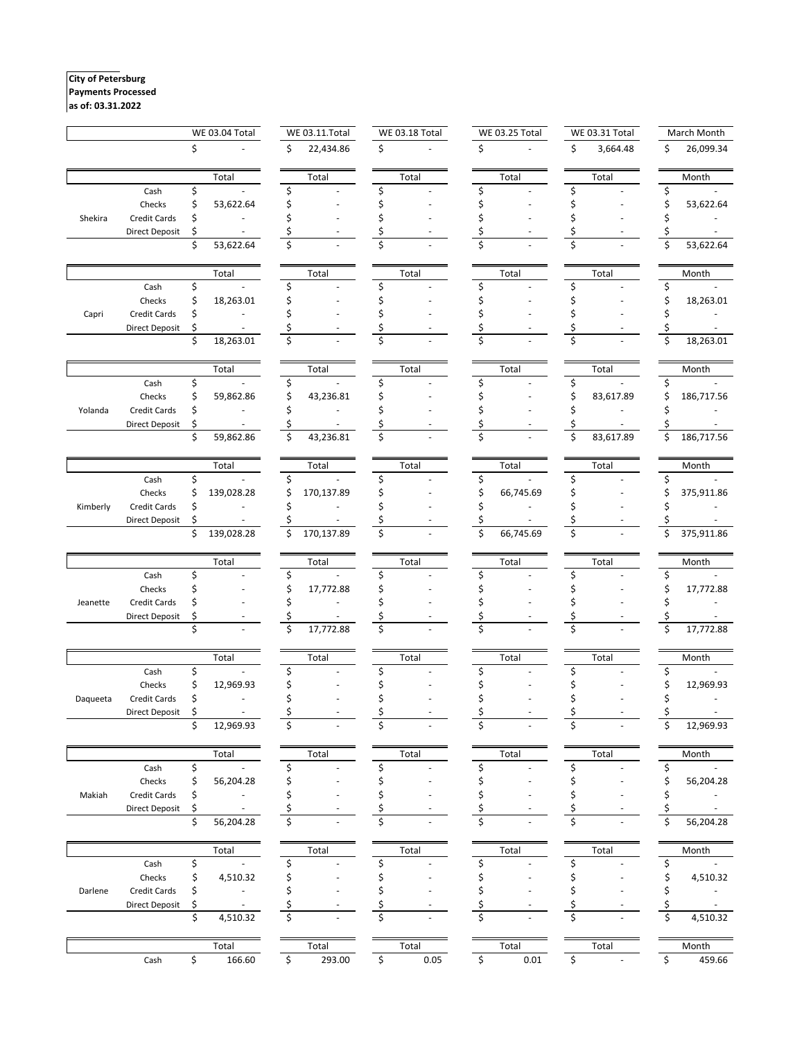**City of Petersburg**
**Payments Processed**
**as of: 03.31.2022**

| | | WE 03.04 Total | WE 03.11.Total | WE 03.18 Total | WE 03.25 Total | WE 03.31 Total | March Month |
|---|---|---|---|---|---|---|---|
| | | $ - | $ 22,434.86 | $ - | $ - | $ 3,664.48 | $ 26,099.34 |

| | | Total | Total | Total | Total | Total | Month |
|---|---|---|---|---|---|---|---|
| Shekira | Cash | $ - | $ - | $ - | $ - | $ - | $ - |
| | Checks | $ 53,622.64 | $ - | $ - | $ - | $ - | $ 53,622.64 |
| | Credit Cards | $ - | $ - | $ - | $ - | $ - | $ - |
| | Direct Deposit | $ - | $ - | $ - | $ - | $ - | $ - |
| | | $ 53,622.64 | $ - | $ - | $ - | $ - | $ 53,622.64 |

| | | Total | Total | Total | Total | Total | Month |
|---|---|---|---|---|---|---|---|
| Capri | Cash | $ - | $ - | $ - | $ - | $ - | $ - |
| | Checks | $ 18,263.01 | $ - | $ - | $ - | $ - | $ 18,263.01 |
| | Credit Cards | $ - | $ - | $ - | $ - | $ - | $ - |
| | Direct Deposit | $ - | $ - | $ - | $ - | $ - | $ - |
| | | $ 18,263.01 | $ - | $ - | $ - | $ - | $ 18,263.01 |

| | | Total | Total | Total | Total | Total | Month |
|---|---|---|---|---|---|---|---|
| Yolanda | Cash | $ - | $ - | $ - | $ - | $ - | $ - |
| | Checks | $ 59,862.86 | $ 43,236.81 | $ - | $ - | $ 83,617.89 | $ 186,717.56 |
| | Credit Cards | $ - | $ - | $ - | $ - | $ - | $ - |
| | Direct Deposit | $ - | $ - | $ - | $ - | $ - | $ - |
| | | $ 59,862.86 | $ 43,236.81 | $ - | $ - | $ 83,617.89 | $ 186,717.56 |

| | | Total | Total | Total | Total | Total | Month |
|---|---|---|---|---|---|---|---|
| Kimberly | Cash | $ - | $ - | $ - | $ - | $ - | $ - |
| | Checks | $ 139,028.28 | $ 170,137.89 | $ - | $ 66,745.69 | $ - | $ 375,911.86 |
| | Credit Cards | $ - | $ - | $ - | $ - | $ - | $ - |
| | Direct Deposit | $ - | $ - | $ - | $ - | $ - | $ - |
| | | $ 139,028.28 | $ 170,137.89 | $ - | $ 66,745.69 | $ - | $ 375,911.86 |

| | | Total | Total | Total | Total | Total | Month |
|---|---|---|---|---|---|---|---|
| Jeanette | Cash | $ - | $ - | $ - | $ - | $ - | $ - |
| | Checks | $ - | $ 17,772.88 | $ - | $ - | $ - | $ 17,772.88 |
| | Credit Cards | $ - | $ - | $ - | $ - | $ - | $ - |
| | Direct Deposit | $ - | $ - | $ - | $ - | $ - | $ - |
| | | $ - | $ 17,772.88 | $ - | $ - | $ - | $ 17,772.88 |

| | | Total | Total | Total | Total | Total | Month |
|---|---|---|---|---|---|---|---|
| Daqueeta | Cash | $ - | $ - | $ - | $ - | $ - | $ - |
| | Checks | $ 12,969.93 | $ - | $ - | $ - | $ - | $ 12,969.93 |
| | Credit Cards | $ - | $ - | $ - | $ - | $ - | $ - |
| | Direct Deposit | $ - | $ - | $ - | $ - | $ - | $ - |
| | | $ 12,969.93 | $ - | $ - | $ - | $ - | $ 12,969.93 |

| | | Total | Total | Total | Total | Total | Month |
|---|---|---|---|---|---|---|---|
| Makiah | Cash | $ - | $ - | $ - | $ - | $ - | $ - |
| | Checks | $ 56,204.28 | $ - | $ - | $ - | $ - | $ 56,204.28 |
| | Credit Cards | $ - | $ - | $ - | $ - | $ - | $ - |
| | Direct Deposit | $ - | $ - | $ - | $ - | $ - | $ - |
| | | $ 56,204.28 | $ - | $ - | $ - | $ - | $ 56,204.28 |

| | | Total | Total | Total | Total | Total | Month |
|---|---|---|---|---|---|---|---|
| Darlene | Cash | $ - | $ - | $ - | $ - | $ - | $ - |
| | Checks | $ 4,510.32 | $ - | $ - | $ - | $ - | $ 4,510.32 |
| | Credit Cards | $ - | $ - | $ - | $ - | $ - | $ - |
| | Direct Deposit | $ - | $ - | $ - | $ - | $ - | $ - |
| | | $ 4,510.32 | $ - | $ - | $ - | $ - | $ 4,510.32 |

| | | Total | Total | Total | Total | Total | Month |
|---|---|---|---|---|---|---|---|
| | Cash | $ 166.60 | $ 293.00 | $ 0.05 | $ 0.01 | $ - | $ 459.66 |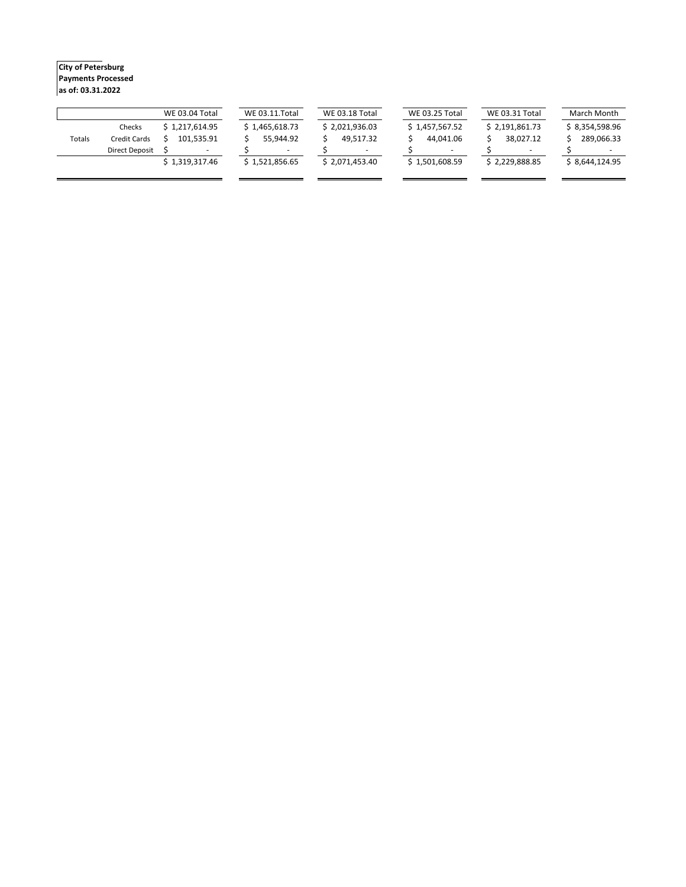**City of Petersburg**
**Payments Processed**
**as of: 03.31.2022**

| | | WE 03.04 Total | WE 03.11.Total | WE 03.18 Total | WE 03.25 Total | WE 03.31 Total | March Month |
|---|---|---|---|---|---|---|---|
| | Checks | $ 1,217,614.95 | $ 1,465,618.73 | $ 2,021,936.03 | $ 1,457,567.52 | $ 2,191,861.73 | $ 8,354,598.96 |
| Totals | Credit Cards | $ 101,535.91 | $ 55,944.92 | $ 49,517.32 | $ 44,041.06 | $ 38,027.12 | $ 289,066.33 |
| | Direct Deposit | $ - | $ - | $ - | $ - | $ - | $ - |
| | | $ 1,319,317.46 | $ 1,521,856.65 | $ 2,071,453.40 | $ 1,501,608.59 | $ 2,229,888.85 | $ 8,644,124.95 |